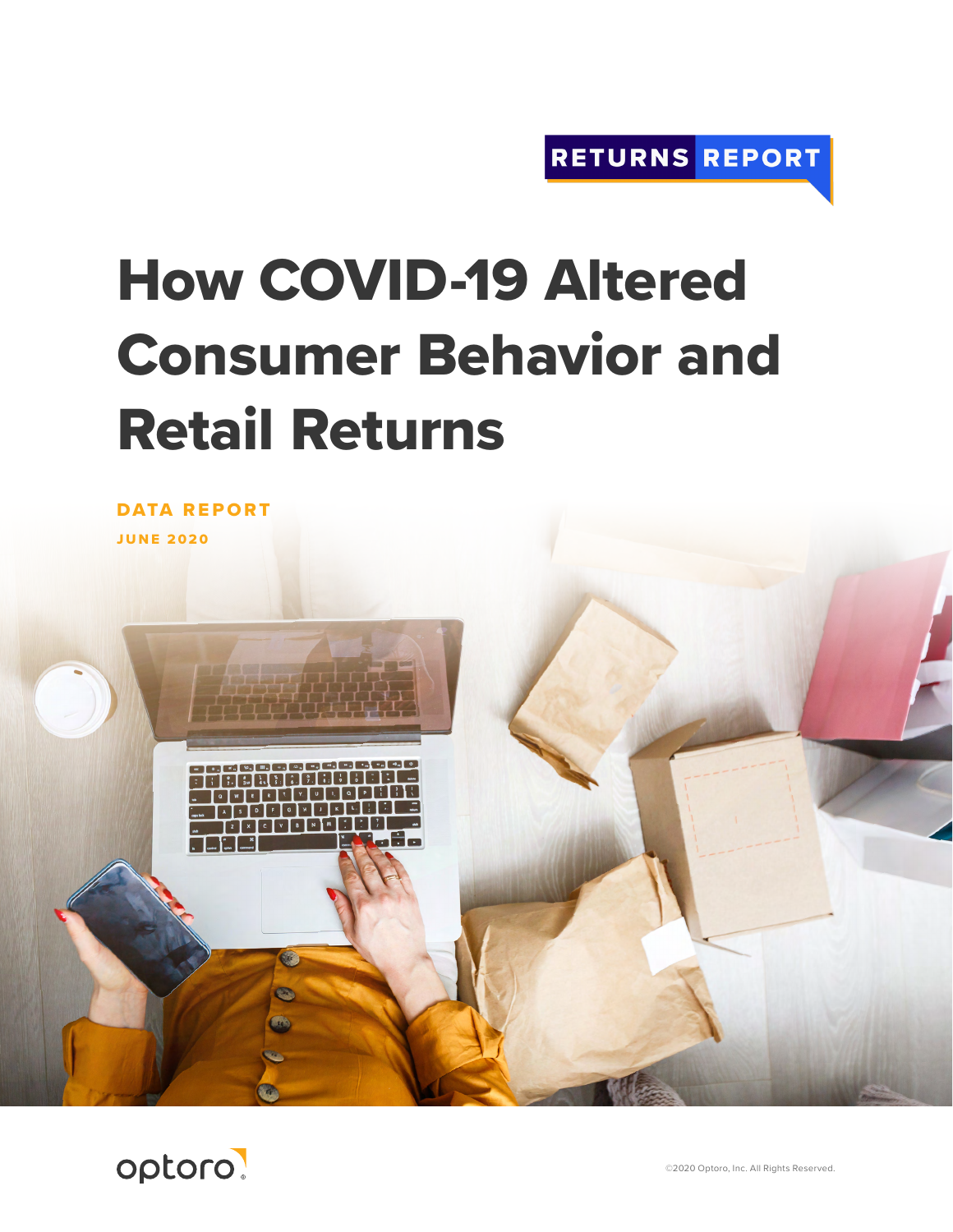RETURNS REPORT

# How COVID-19 Altered Consumer Behavior and Retail Returns

DATA REPORT

JUNE 2020

optoro

©2020 Optoro, Inc. All Rights Reserved.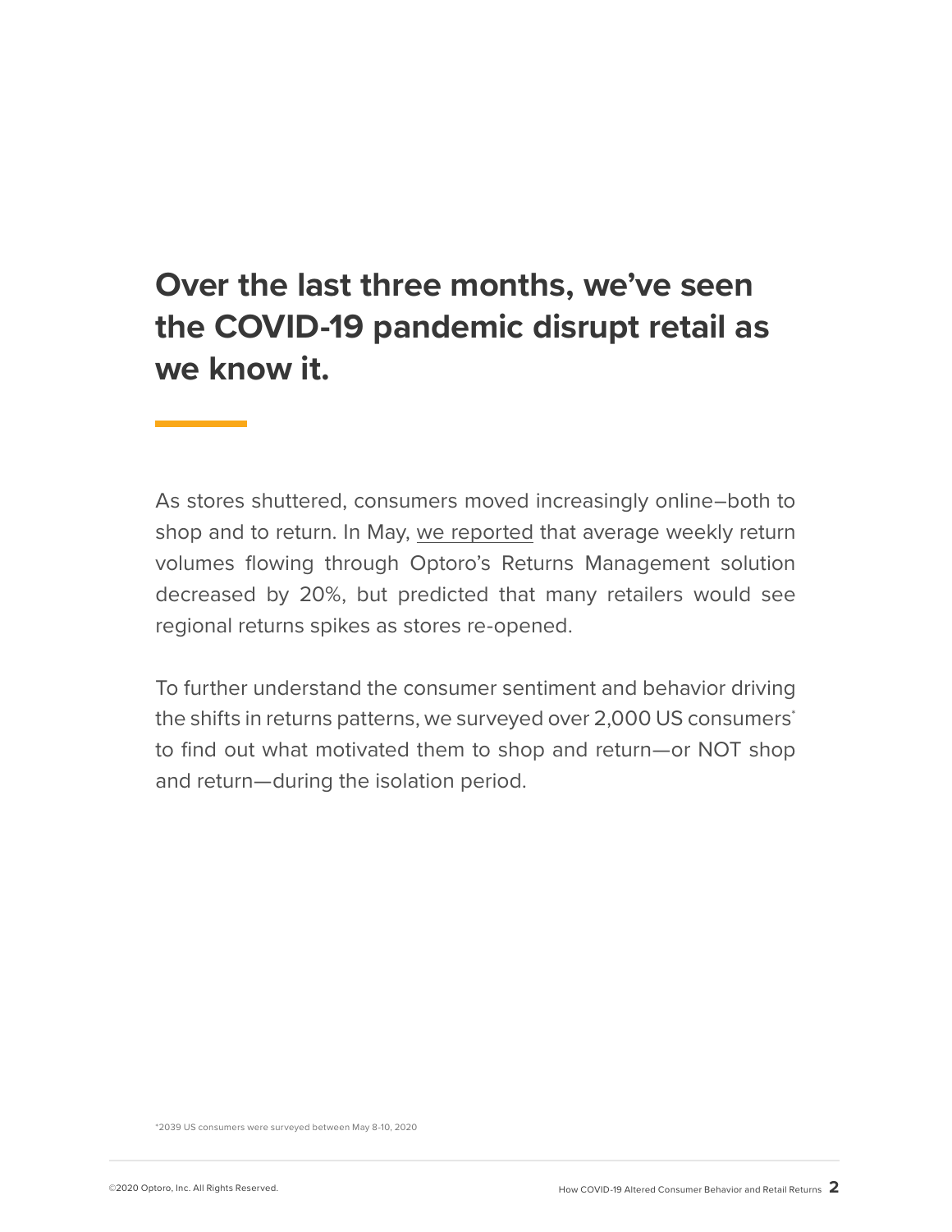## Over the last three months, we've seen the COVID-19 pandemic disrupt retail as we know it.

As stores shuttered, consumers moved increasingly online–both to shop and to return. In May, we reported that average weekly return volumes flowing through Optoro's Returns Management solution decreased by 20%, but predicted that many retailers would see regional returns spikes as stores re-opened.

To further understand the consumer sentiment and behavior driving the shifts in returns patterns, we surveyed over 2,000 US consumers* to find out what motivated them to shop and return—or NOT shop and return—during the isolation period.

*2039 US consumers were surveyed between May 8-10, 2020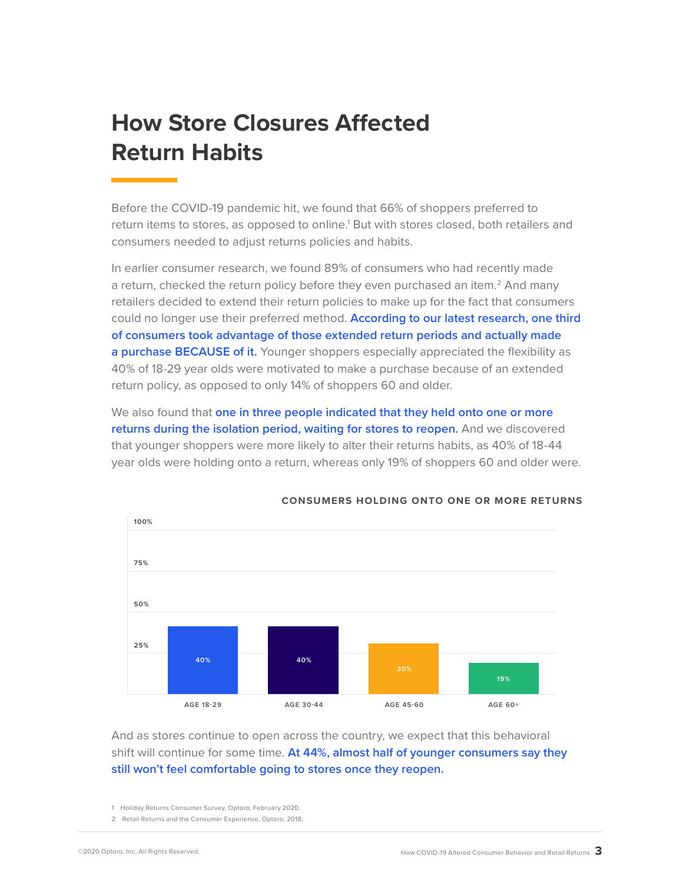# How Store Closures Affected Return Habits

Before the COVID-19 pandemic hit, we found that 66% of shoppers preferred to return items to stores, as opposed to online.[1] But with stores closed, both retailers and consumers needed to adjust returns policies and habits.

In earlier consumer research, we found 89% of consumers who had recently made a return, checked the return policy before they even purchased an item.[2] And many retailers decided to extend their return policies to make up for the fact that consumers could no longer use their preferred method. **According to our latest research, one third of consumers took advantage of those extended return periods and actually made a purchase BECAUSE of it.** Younger shoppers especially appreciated the flexibility as 40% of 18-29 year olds were motivated to make a purchase because of an extended return policy, as opposed to only 14% of shoppers 60 and older.

We also found that **one in three people indicated that they held onto one or more returns during the isolation period, waiting for stores to reopen.** And we discovered that younger shoppers were more likely to alter their returns habits, as 40% of 18-44 year olds were holding onto a return, whereas only 19% of shoppers 60 and older were.

**CONSUMERS HOLDING ONTO ONE OR MORE RETURNS**

| Age | Percentage |
|---|---|
| AGE 18-29 | 40% |
| AGE 30-44 | 40% |
| AGE 45-60 | 30% |
| AGE 60+ | 19% |

And as stores continue to open across the country, we expect that this behavioral shift will continue for some time. **At 44%, almost half of younger consumers say they still won't feel comfortable going to stores once they reopen.**

1 Holiday Returns Consumer Survey, Optoro, February 2020.

2 Retail Returns and the Consumer Experience, Optoro, 2018.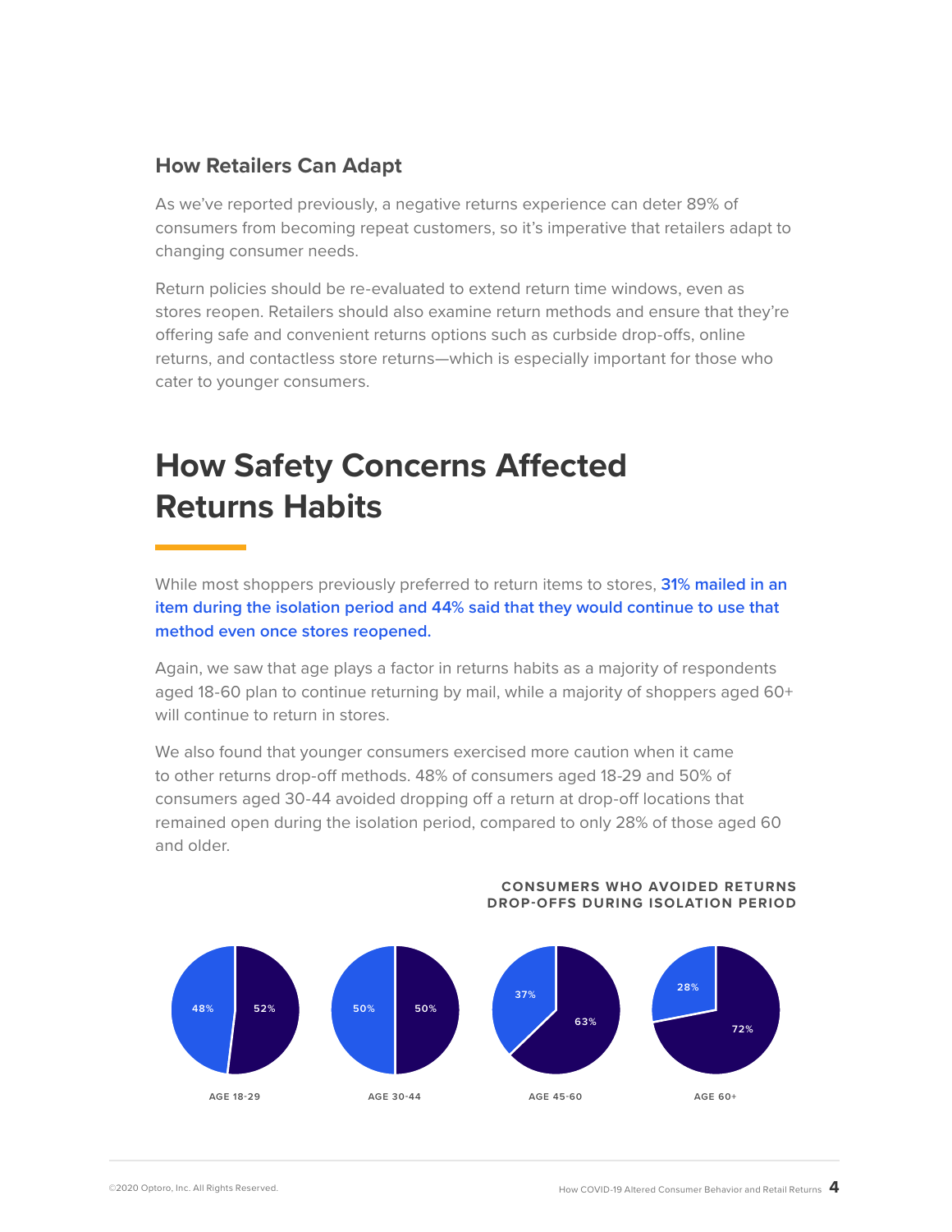### How Retailers Can Adapt

As we've reported previously, a negative returns experience can deter 89% of consumers from becoming repeat customers, so it's imperative that retailers adapt to changing consumer needs.

Return policies should be re-evaluated to extend return time windows, even as stores reopen. Retailers should also examine return methods and ensure that they're offering safe and convenient returns options such as curbside drop-offs, online returns, and contactless store returns—which is especially important for those who cater to younger consumers.

## How Safety Concerns Affected Returns Habits

While most shoppers previously preferred to return items to stores, **31% mailed in an item during the isolation period and 44% said that they would continue to use that method even once stores reopened.**

Again, we saw that age plays a factor in returns habits as a majority of respondents aged 18-60 plan to continue returning by mail, while a majority of shoppers aged 60+ will continue to return in stores.

We also found that younger consumers exercised more caution when it came to other returns drop-off methods. 48% of consumers aged 18-29 and 50% of consumers aged 30-44 avoided dropping off a return at drop-off locations that remained open during the isolation period, compared to only 28% of those aged 60 and older.

**CONSUMERS WHO AVOIDED RETURNS DROP-OFFS DURING ISOLATION PERIOD**

| | AGE 18-29 | AGE 30-44 | AGE 45-60 | AGE 60+ |
|---|---|---|---|---|
| Avoided | 48% | 50% | 37% | 28% |
| Did not avoid | 52% | 50% | 63% | 72% |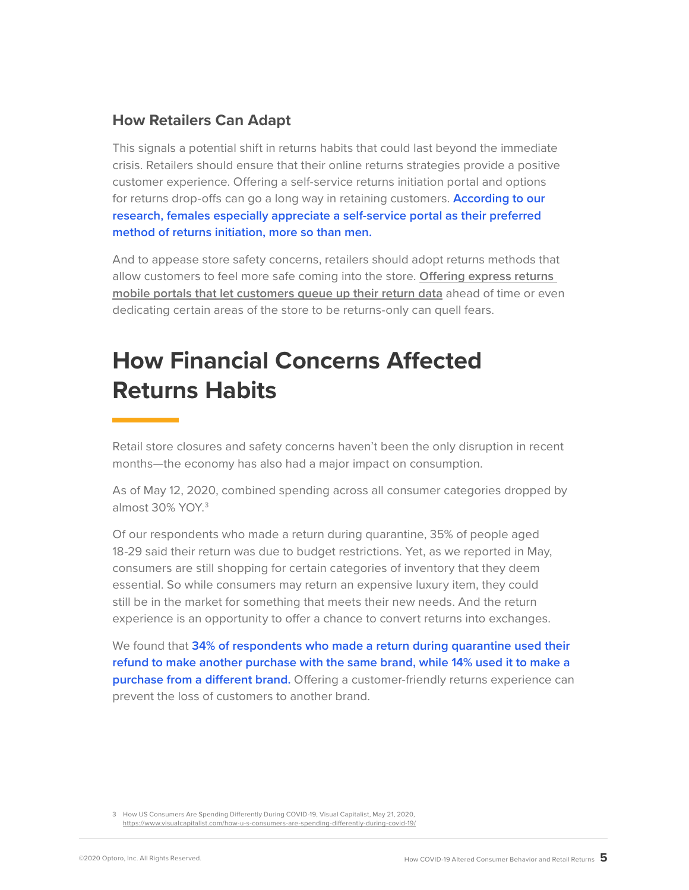### How Retailers Can Adapt

This signals a potential shift in returns habits that could last beyond the immediate crisis. Retailers should ensure that their online returns strategies provide a positive customer experience. Offering a self-service returns initiation portal and options for returns drop-offs can go a long way in retaining customers. **According to our research, females especially appreciate a self-service portal as their preferred method of returns initiation, more so than men.**

And to appease store safety concerns, retailers should adopt returns methods that allow customers to feel more safe coming into the store. Offering express returns mobile portals that let customers queue up their return data ahead of time or even dedicating certain areas of the store to be returns-only can quell fears.

## How Financial Concerns Affected Returns Habits

Retail store closures and safety concerns haven't been the only disruption in recent months—the economy has also had a major impact on consumption.

As of May 12, 2020, combined spending across all consumer categories dropped by almost 30% YOY.[3]

Of our respondents who made a return during quarantine, 35% of people aged 18-29 said their return was due to budget restrictions. Yet, as we reported in May, consumers are still shopping for certain categories of inventory that they deem essential. So while consumers may return an expensive luxury item, they could still be in the market for something that meets their new needs. And the return experience is an opportunity to offer a chance to convert returns into exchanges.

We found that **34% of respondents who made a return during quarantine used their refund to make another purchase with the same brand, while 14% used it to make a purchase from a different brand.** Offering a customer-friendly returns experience can prevent the loss of customers to another brand.

3 How US Consumers Are Spending Differently During COVID-19, Visual Capitalist, May 21, 2020, https://www.visualcapitalist.com/how-u-s-consumers-are-spending-differently-during-covid-19/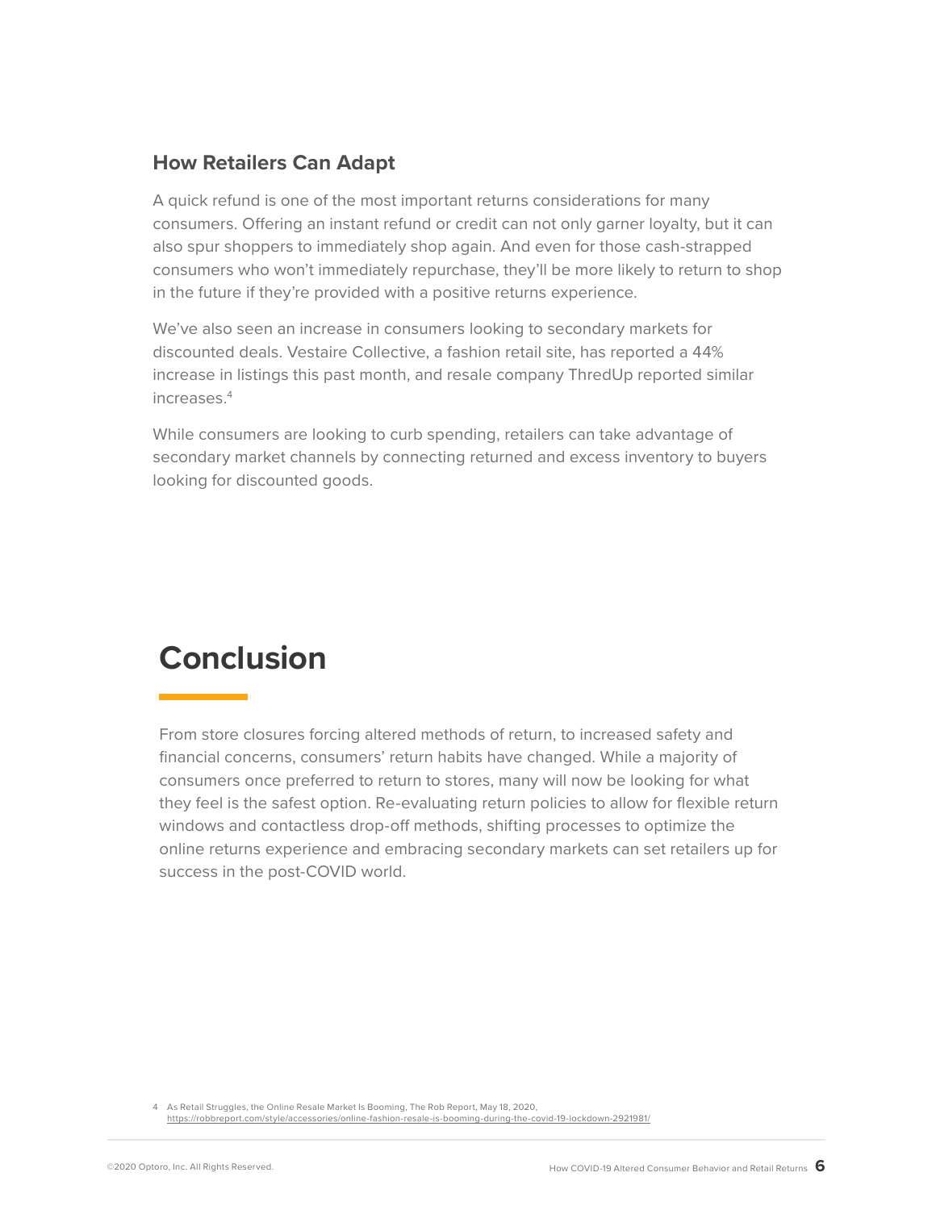### How Retailers Can Adapt

A quick refund is one of the most important returns considerations for many consumers. Offering an instant refund or credit can not only garner loyalty, but it can also spur shoppers to immediately shop again. And even for those cash-strapped consumers who won't immediately repurchase, they'll be more likely to return to shop in the future if they're provided with a positive returns experience.

We've also seen an increase in consumers looking to secondary markets for discounted deals. Vestaire Collective, a fashion retail site, has reported a 44% increase in listings this past month, and resale company ThredUp reported similar increases.[4]

While consumers are looking to curb spending, retailers can take advantage of secondary market channels by connecting returned and excess inventory to buyers looking for discounted goods.

# Conclusion

From store closures forcing altered methods of return, to increased safety and financial concerns, consumers' return habits have changed. While a majority of consumers once preferred to return to stores, many will now be looking for what they feel is the safest option. Re-evaluating return policies to allow for flexible return windows and contactless drop-off methods, shifting processes to optimize the online returns experience and embracing secondary markets can set retailers up for success in the post-COVID world.

4 As Retail Struggles, the Online Resale Market Is Booming, The Rob Report, May 18, 2020, https://robbreport.com/style/accessories/online-fashion-resale-is-booming-during-the-covid-19-lockdown-2921981/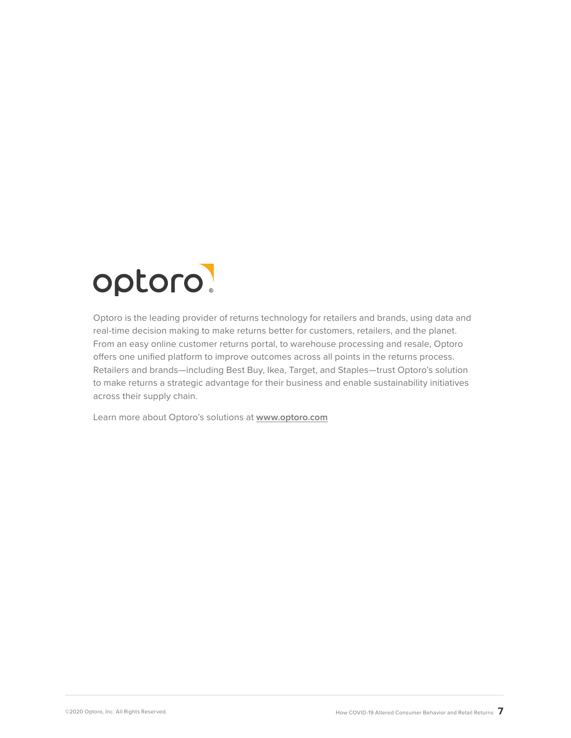optoro

Optoro is the leading provider of returns technology for retailers and brands, using data and real-time decision making to make returns better for customers, retailers, and the planet. From an easy online customer returns portal, to warehouse processing and resale, Optoro offers one unified platform to improve outcomes across all points in the returns process. Retailers and brands—including Best Buy, Ikea, Target, and Staples—trust Optoro's solution to make returns a strategic advantage for their business and enable sustainability initiatives across their supply chain.

Learn more about Optoro's solutions at **www.optoro.com**